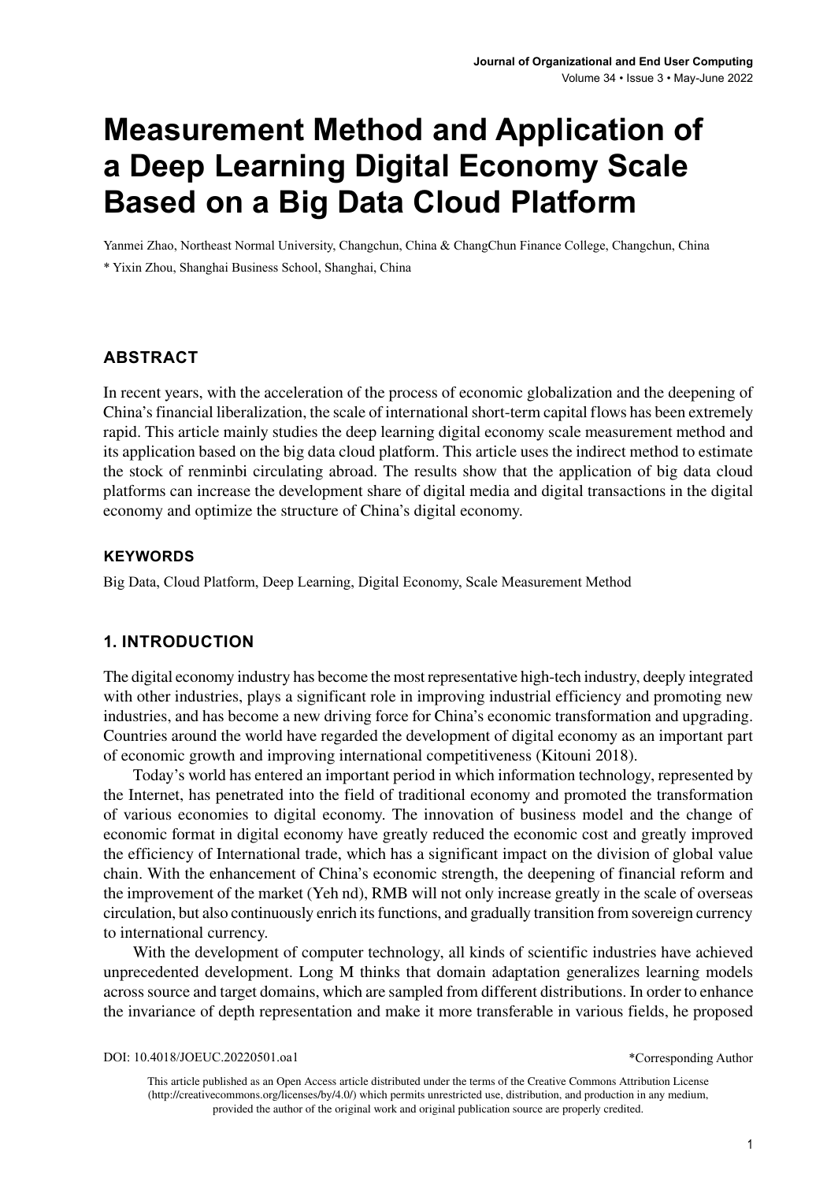# Measurement Method and Application of a Deep Learning Digital Economy Scale Based on a Big Data Cloud Platform

Yanmei Zhao, Northeast Normal University, Changchun, China & ChangChun Finance College, Changchun, China

* Yixin Zhou, Shanghai Business School, Shanghai, China

## ABSTRACT

In recent years, with the acceleration of the process of economic globalization and the deepening of China's financial liberalization, the scale of international short-term capital flows has been extremely rapid. This article mainly studies the deep learning digital economy scale measurement method and its application based on the big data cloud platform. This article uses the indirect method to estimate the stock of renminbi circulating abroad. The results show that the application of big data cloud platforms can increase the development share of digital media and digital transactions in the digital economy and optimize the structure of China's digital economy.

### KEYWORDS

Big Data, Cloud Platform, Deep Learning, Digital Economy, Scale Measurement Method

## 1. INTRODUCTION

The digital economy industry has become the most representative high-tech industry, deeply integrated with other industries, plays a significant role in improving industrial efficiency and promoting new industries, and has become a new driving force for China's economic transformation and upgrading. Countries around the world have regarded the development of digital economy as an important part of economic growth and improving international competitiveness (Kitouni 2018).

Today's world has entered an important period in which information technology, represented by the Internet, has penetrated into the field of traditional economy and promoted the transformation of various economies to digital economy. The innovation of business model and the change of economic format in digital economy have greatly reduced the economic cost and greatly improved the efficiency of International trade, which has a significant impact on the division of global value chain. With the enhancement of China's economic strength, the deepening of financial reform and the improvement of the market (Yeh nd), RMB will not only increase greatly in the scale of overseas circulation, but also continuously enrich its functions, and gradually transition from sovereign currency to international currency.

With the development of computer technology, all kinds of scientific industries have achieved unprecedented development. Long M thinks that domain adaptation generalizes learning models across source and target domains, which are sampled from different distributions. In order to enhance the invariance of depth representation and make it more transferable in various fields, he proposed

DOI: 10.4018/JOEUC.20220501.oa1

*Corresponding Author

This article published as an Open Access article distributed under the terms of the Creative Commons Attribution License (http://creativecommons.org/licenses/by/4.0/) which permits unrestricted use, distribution, and production in any medium, provided the author of the original work and original publication source are properly credited.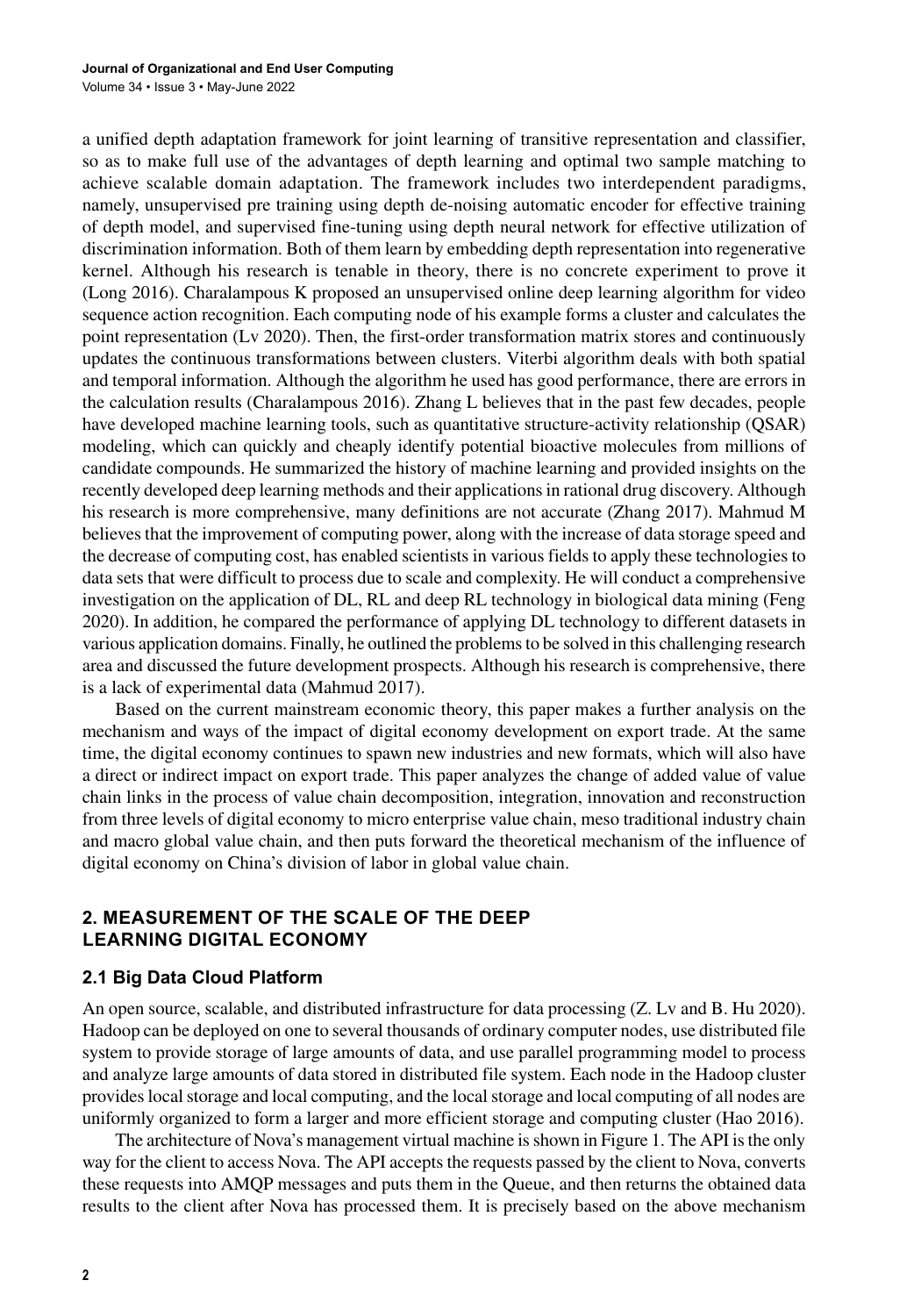a unified depth adaptation framework for joint learning of transitive representation and classifier, so as to make full use of the advantages of depth learning and optimal two sample matching to achieve scalable domain adaptation. The framework includes two interdependent paradigms, namely, unsupervised pre training using depth de-noising automatic encoder for effective training of depth model, and supervised fine-tuning using depth neural network for effective utilization of discrimination information. Both of them learn by embedding depth representation into regenerative kernel. Although his research is tenable in theory, there is no concrete experiment to prove it (Long 2016). Charalampous K proposed an unsupervised online deep learning algorithm for video sequence action recognition. Each computing node of his example forms a cluster and calculates the point representation (Lv 2020). Then, the first-order transformation matrix stores and continuously updates the continuous transformations between clusters. Viterbi algorithm deals with both spatial and temporal information. Although the algorithm he used has good performance, there are errors in the calculation results (Charalampous 2016). Zhang L believes that in the past few decades, people have developed machine learning tools, such as quantitative structure-activity relationship (QSAR) modeling, which can quickly and cheaply identify potential bioactive molecules from millions of candidate compounds. He summarized the history of machine learning and provided insights on the recently developed deep learning methods and their applications in rational drug discovery. Although his research is more comprehensive, many definitions are not accurate (Zhang 2017). Mahmud M believes that the improvement of computing power, along with the increase of data storage speed and the decrease of computing cost, has enabled scientists in various fields to apply these technologies to data sets that were difficult to process due to scale and complexity. He will conduct a comprehensive investigation on the application of DL, RL and deep RL technology in biological data mining (Feng 2020). In addition, he compared the performance of applying DL technology to different datasets in various application domains. Finally, he outlined the problems to be solved in this challenging research area and discussed the future development prospects. Although his research is comprehensive, there is a lack of experimental data (Mahmud 2017).

Based on the current mainstream economic theory, this paper makes a further analysis on the mechanism and ways of the impact of digital economy development on export trade. At the same time, the digital economy continues to spawn new industries and new formats, which will also have a direct or indirect impact on export trade. This paper analyzes the change of added value of value chain links in the process of value chain decomposition, integration, innovation and reconstruction from three levels of digital economy to micro enterprise value chain, meso traditional industry chain and macro global value chain, and then puts forward the theoretical mechanism of the influence of digital economy on China's division of labor in global value chain.

## 2. MEASUREMENT OF THE SCALE OF THE DEEP LEARNING DIGITAL ECONOMY

### 2.1 Big Data Cloud Platform

An open source, scalable, and distributed infrastructure for data processing (Z. Lv and B. Hu 2020). Hadoop can be deployed on one to several thousands of ordinary computer nodes, use distributed file system to provide storage of large amounts of data, and use parallel programming model to process and analyze large amounts of data stored in distributed file system. Each node in the Hadoop cluster provides local storage and local computing, and the local storage and local computing of all nodes are uniformly organized to form a larger and more efficient storage and computing cluster (Hao 2016).

The architecture of Nova's management virtual machine is shown in Figure 1. The API is the only way for the client to access Nova. The API accepts the requests passed by the client to Nova, converts these requests into AMQP messages and puts them in the Queue, and then returns the obtained data results to the client after Nova has processed them. It is precisely based on the above mechanism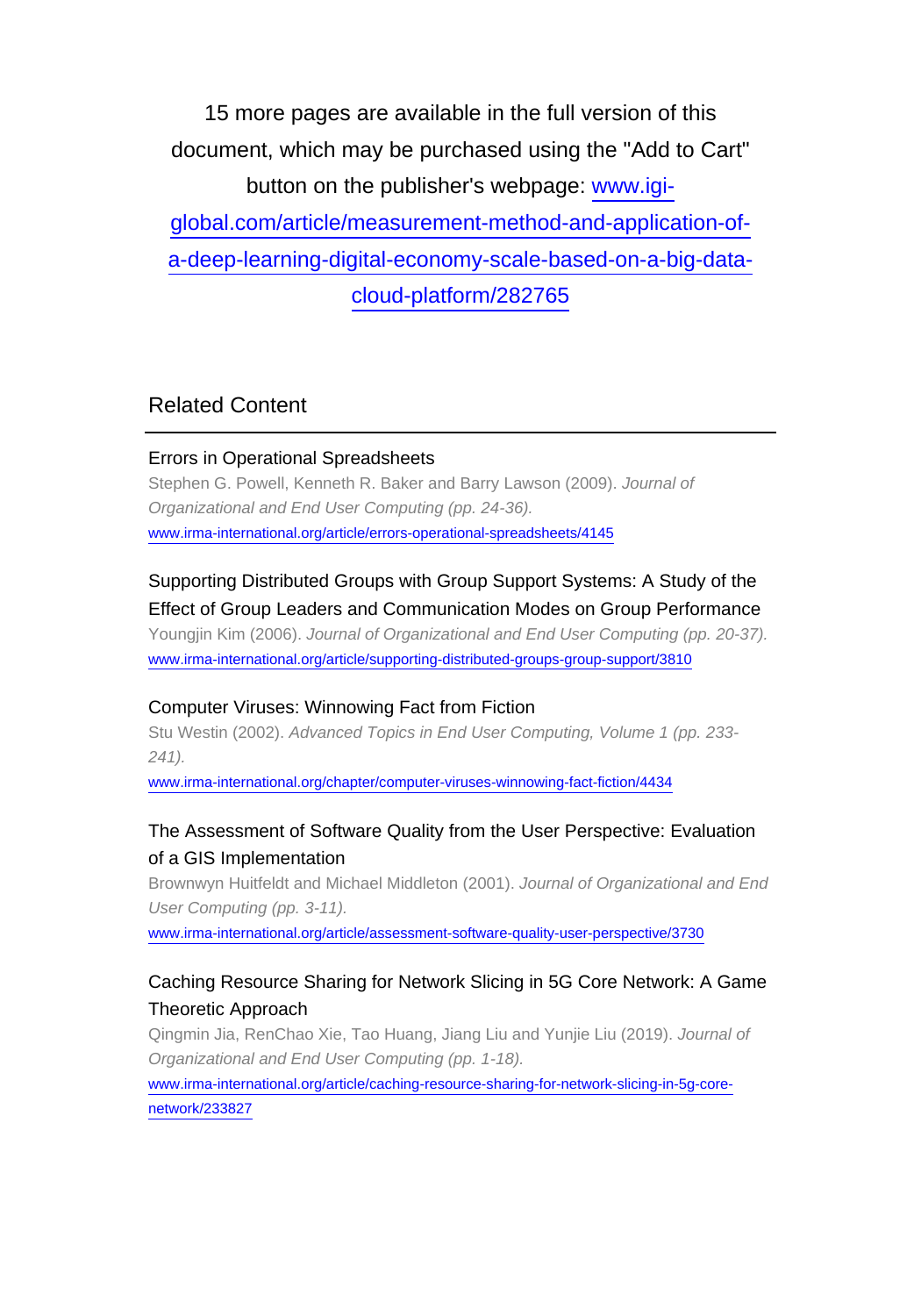15 more pages are available in the full version of this document, which may be purchased using the "Add to Cart" button on the publisher's webpage: [www.igi-global.com/article/measurement-method-and-application-of-a-deep-learning-digital-economy-scale-based-on-a-big-data-cloud-platform/282765](www.igi-global.com/article/measurement-method-and-application-of-a-deep-learning-digital-economy-scale-based-on-a-big-data-cloud-platform/282765)

## Related Content

### Errors in Operational Spreadsheets

Stephen G. Powell, Kenneth R. Baker and Barry Lawson (2009). *Journal of Organizational and End User Computing (pp. 24-36).*

[www.irma-international.org/article/errors-operational-spreadsheets/4145](www.irma-international.org/article/errors-operational-spreadsheets/4145)

### Supporting Distributed Groups with Group Support Systems: A Study of the Effect of Group Leaders and Communication Modes on Group Performance

Youngjin Kim (2006). *Journal of Organizational and End User Computing (pp. 20-37).*

[www.irma-international.org/article/supporting-distributed-groups-group-support/3810](www.irma-international.org/article/supporting-distributed-groups-group-support/3810)

### Computer Viruses: Winnowing Fact from Fiction

Stu Westin (2002). *Advanced Topics in End User Computing, Volume 1 (pp. 233-241).*

[www.irma-international.org/chapter/computer-viruses-winnowing-fact-fiction/4434](www.irma-international.org/chapter/computer-viruses-winnowing-fact-fiction/4434)

### The Assessment of Software Quality from the User Perspective: Evaluation of a GIS Implementation

Brownwyn Huitfeldt and Michael Middleton (2001). *Journal of Organizational and End User Computing (pp. 3-11).*

[www.irma-international.org/article/assessment-software-quality-user-perspective/3730](www.irma-international.org/article/assessment-software-quality-user-perspective/3730)

### Caching Resource Sharing for Network Slicing in 5G Core Network: A Game Theoretic Approach

Qingmin Jia, RenChao Xie, Tao Huang, Jiang Liu and Yunjie Liu (2019). *Journal of Organizational and End User Computing (pp. 1-18).*

[www.irma-international.org/article/caching-resource-sharing-for-network-slicing-in-5g-core-network/233827](www.irma-international.org/article/caching-resource-sharing-for-network-slicing-in-5g-core-network/233827)